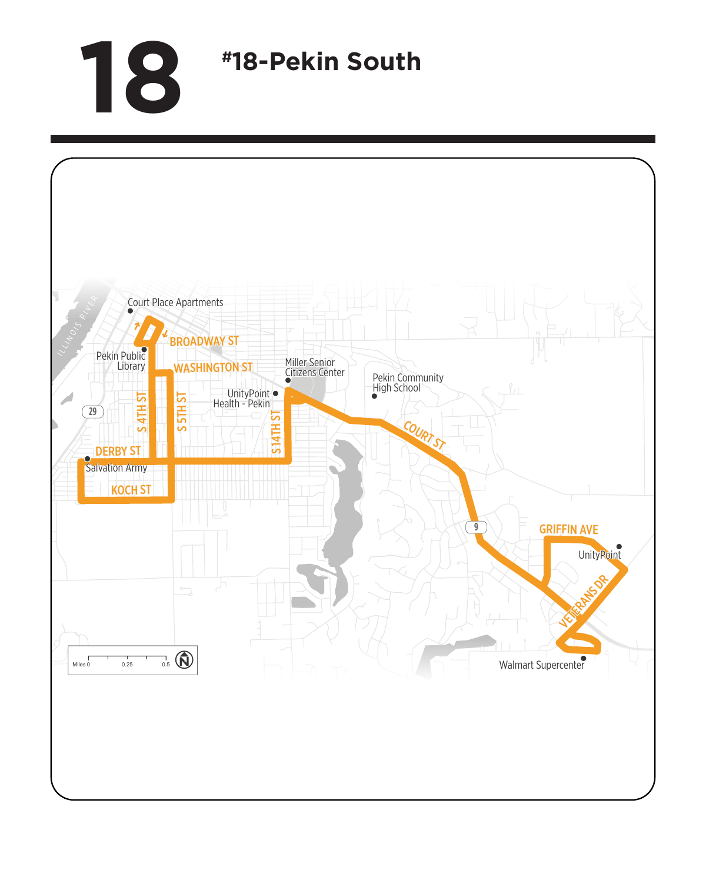# 18

## #18-Pekin South

Court Place Apartments

BROADWAY ST

Pekin Public Library

WASHINGTON ST

Miller Senior Citizens Center

Pekin Community High School

UnityPoint Health - Pekin

S 4TH ST

S 5TH ST

S 14TH ST

COURT ST

DERBY ST

Salvation Army

KOCH ST

GRIFFIN AVE

UnityPoint

VETERANS DR

Walmart Supercenter

ILLINOIS RIVER

29

9

Miles 0 0.25 0.5

N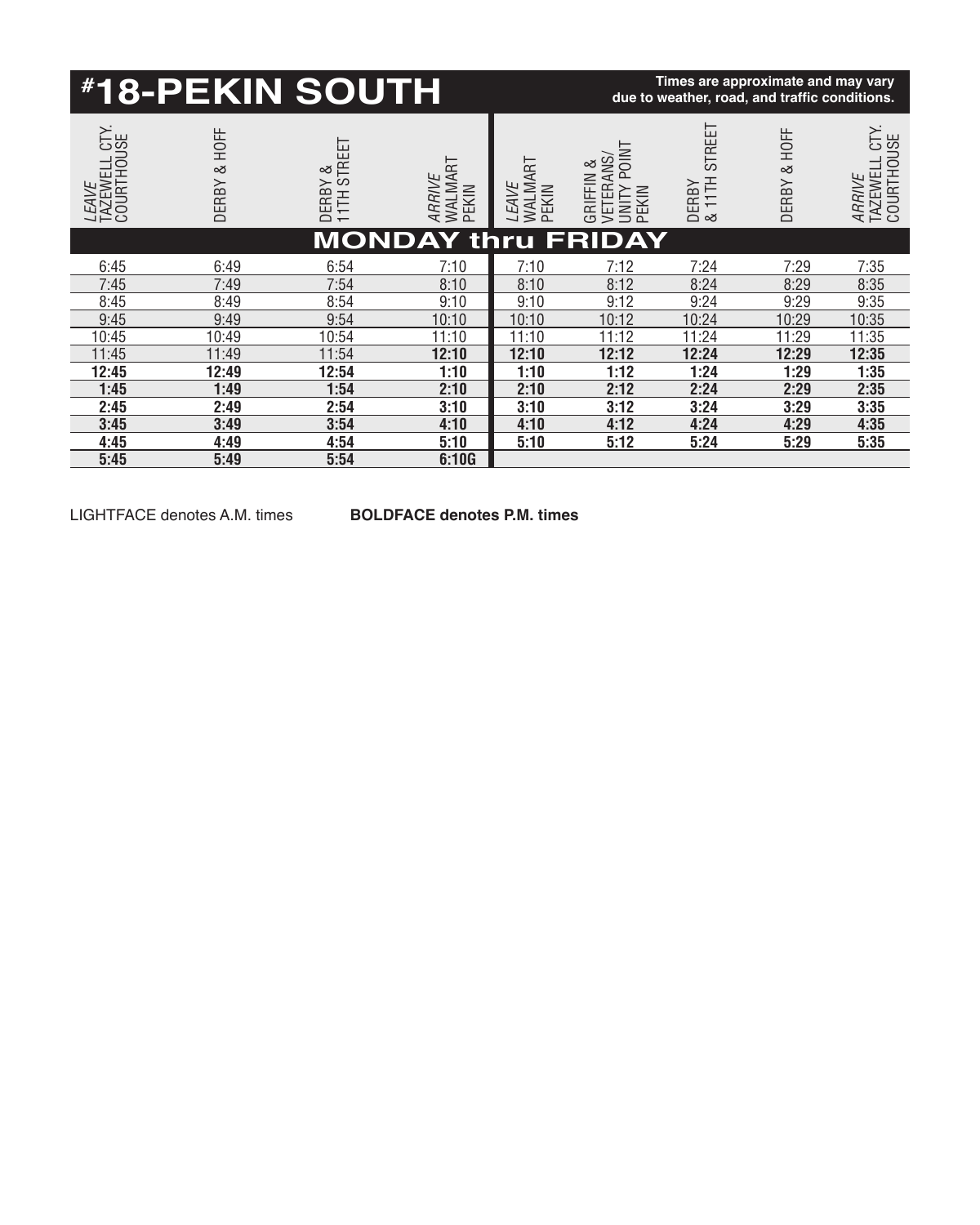# #18-PEKIN SOUTH

**Times are approximate and may vary due to weather, road, and traffic conditions.**

| *LEAVE* TAZEWELL CTY. COURTHOUSE | DERBY & HOFF | DERBY & 11TH STREET | *ARRIVE* WALMART PEKIN | *LEAVE* WALMART PEKIN | GRIFFIN & VETERANS/ UNITY POINT PEKIN | DERBY & 11TH STREET | DERBY & HOFF | *ARRIVE* TAZEWELL CTY. COURTHOUSE |
|---|---|---|---|---|---|---|---|---|
| **MONDAY thru FRIDAY** | | | | | | | | |
| 6:45 | 6:49 | 6:54 | 7:10 | 7:10 | 7:12 | 7:24 | 7:29 | 7:35 |
| 7:45 | 7:49 | 7:54 | 8:10 | 8:10 | 8:12 | 8:24 | 8:29 | 8:35 |
| 8:45 | 8:49 | 8:54 | 9:10 | 9:10 | 9:12 | 9:24 | 9:29 | 9:35 |
| 9:45 | 9:49 | 9:54 | 10:10 | 10:10 | 10:12 | 10:24 | 10:29 | 10:35 |
| 10:45 | 10:49 | 10:54 | 11:10 | 11:10 | 11:12 | 11:24 | 11:29 | 11:35 |
| 11:45 | 11:49 | 11:54 | **12:10** | **12:10** | **12:12** | **12:24** | **12:29** | **12:35** |
| **12:45** | **12:49** | **12:54** | **1:10** | **1:10** | **1:12** | **1:24** | **1:29** | **1:35** |
| **1:45** | **1:49** | **1:54** | **2:10** | **2:10** | **2:12** | **2:24** | **2:29** | **2:35** |
| **2:45** | **2:49** | **2:54** | **3:10** | **3:10** | **3:12** | **3:24** | **3:29** | **3:35** |
| **3:45** | **3:49** | **3:54** | **4:10** | **4:10** | **4:12** | **4:24** | **4:29** | **4:35** |
| **4:45** | **4:49** | **4:54** | **5:10** | **5:10** | **5:12** | **5:24** | **5:29** | **5:35** |
| **5:45** | **5:49** | **5:54** | **6:10G** | | | | | |

LIGHTFACE denotes A.M. times **BOLDFACE denotes P.M. times**